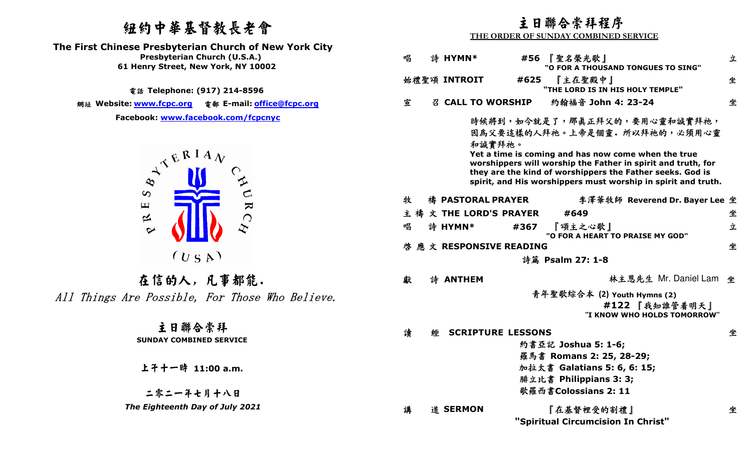# 紐約中華基督教長老會

**The First Chinese Presbyterian Church of New York City**
**Presbyterian Church (U.S.A.)**
**61 Henry Street, New York, NY 10002**

電話 **Telephone: (917) 214-8596**

網址 **Website: www.fcpc.org** 電郵 **E-mail: office@fcpc.org**

**Facebook: www.facebook.com/fcpcnyc**

PRESBYTERIAN CHURCH (USA)

## 在信的人，凡事都能.

*All Things Are Possible, For Those Who Believe.*

## 主日聯合崇拜

**SUNDAY COMBINED SERVICE**

上午十一時 **11:00 a.m.**

二零二一年七月十八日

***The Eighteenth Day of July 2021***

# 主日聯合崇拜程序

**THE ORDER OF SUNDAY COMBINED SERVICE**

唱 詩 **HYMN*** **#56** 『聖名榮光歌』 **"O FOR A THOUSAND TONGUES TO SING"** 立

始禮聖頌 **INTROIT** **#625** 『主在聖殿中』 **"THE LORD IS IN HIS HOLY TEMPLE"** 坐

宣 召 **CALL TO WORSHIP** 約翰福音 **John 4: 23-24** 坐

時候將到，如今就是了，那真正拜父的，要用心靈和誠實拜祂，因為父要這樣的人拜祂。上帝是個靈．所以拜祂的，必須用心靈和誠實拜祂。
**Yet a time is coming and has now come when the true worshippers will worship the Father in spirit and truth, for they are the kind of worshippers the Father seeks. God is spirit, and His worshippers must worship in spirit and truth.**

牧 禱 **PASTORAL PRAYER** 李澤華牧師 **Reverend Dr. Bayer Lee** 坐

主 禱 文 **THE LORD'S PRAYER** **#649** 坐

唱 詩 **HYMN*** **#367** 『頌主之心歌』 **"O FOR A HEART TO PRAISE MY GOD"** 立

啓 應 文 **RESPONSIVE READING** 坐
詩篇 **Psalm 27: 1-8**

獻 詩 **ANTHEM** 林主恩先生 Mr. Daniel Lam 坐
青年聖歌綜合本 **(2) Youth Hymns (2)**
**#122** 『我知誰管着明天』
**"I KNOW WHO HOLDS TOMORROW"**

讀 經 **SCRIPTURE LESSONS** 坐
約書亞記 **Joshua 5: 1-6;**
羅馬書 **Romans 2: 25, 28-29;**
加拉太書 **Galatians 5: 6, 6: 15;**
腓立比書 **Philippians 3: 3;**
歌羅西書**Colossians 2: 11**

講 道 **SERMON** 『在基督裡受的割禮』 坐
**"Spiritual Circumcision In Christ"**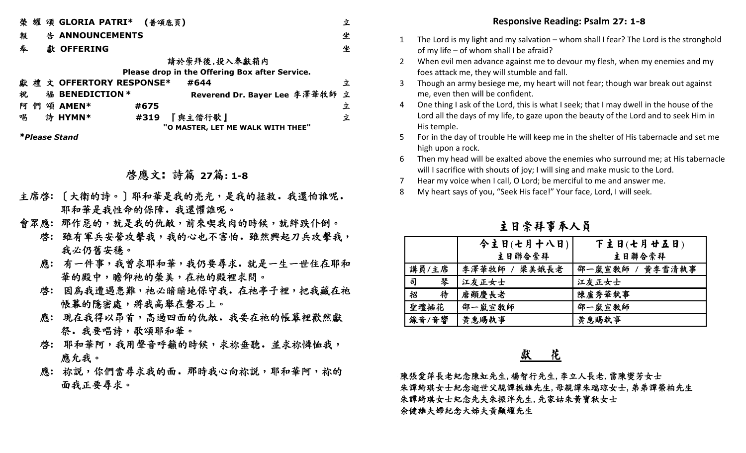榮 耀 頌 **GLORIA PATRI*** (普頌底頁) 立

報 告 **ANNOUNCEMENTS** 坐

奉 獻 **OFFERING** 坐

請於崇拜後,投入奉獻箱內

**Please drop in the Offering Box after Service.**

獻 禮 文 **OFFERTORY RESPONSE*** **#644** 立

祝 福 **BENEDICTION *** **Reverend Dr. Bayer Lee** 李澤華牧師 立

阿 們 頌 **AMEN*** **#675** 立

唱 詩 **HYMN*** **#319** 『與主偕行歌』 立

**"O MASTER, LET ME WALK WITH THEE"**

***Please Stand***

## 啓應文: 詩篇 27篇: 1-8

主席啓: 〔大衛的詩。〕耶和華是我的亮光，是我的拯救．我還怕誰呢．耶和華是我性命的保障．我還懼誰呢。

會眾應: 那作惡的，就是我的仇敵，前來喫我肉的時候，就絆跌仆倒。

啓: 雖有軍兵安營攻擊我，我的心也不害怕．雖然興起刀兵攻擊我，我必仍舊安穩。

應: 有一件事，我曾求耶和華，我仍要尋求．就是一生一世住在耶和華的殿中，瞻仰祂的榮美，在祂的殿裡求問。

啓: 因爲我遭遇患難，祂必暗暗地保守我．在祂亭子裡，把我藏在祂帳幕的隱密處，將我高舉在磐石上。

應: 現在我得以昂首，高過四面的仇敵．我要在祂的帳幕裡歡然獻祭．我要唱詩，歌頌耶和華。

啓: 耶和華阿，我用聲音呼籲的時候，求祢垂聽．並求祢憐恤我，應允我。

應: 祢說，你們當尋求我的面．那時我心向祢說，耶和華阿，祢的面我正要尋求。

## Responsive Reading: Psalm 27: 1-8

1. The Lord is my light and my salvation – whom shall I fear? The Lord is the stronghold of my life – of whom shall I be afraid?
2. When evil men advance against me to devour my flesh, when my enemies and my foes attack me, they will stumble and fall.
3. Though an army besiege me, my heart will not fear; though war break out against me, even then will be confident.
4. One thing I ask of the Lord, this is what I seek; that I may dwell in the house of the Lord all the days of my life, to gaze upon the beauty of the Lord and to seek Him in His temple.
5. For in the day of trouble He will keep me in the shelter of His tabernacle and set me high upon a rock.
6. Then my head will be exalted above the enemies who surround me; at His tabernacle will I sacrifice with shouts of joy; I will sing and make music to the Lord.
7. Hear my voice when I call, O Lord; be merciful to me and answer me.
8. My heart says of you, "Seek His face!" Your face, Lord, I will seek.

## 主日崇拜事奉人員

| | 今主日(七月十八日) 主日聯合崇拜 | 下主日(七月廿五日) 主日聯合崇拜 |
|---|---|---|
| 講員/主席 | 李澤華牧師 / 梁美娥長老 | 邵一嵐宣教師 / 黄李雪清執事 |
| 司 琴 | 江友正女士 | 江友正女士 |
| 招 待 | 唐顯慶長老 | 陳盧秀華執事 |
| 聖壇插花 | 邵一嵐宣教師 | 邵一嵐宣教師 |
| 錄音/音響 | 黄惠賜執事 | 黄惠賜執事 |

## 獻 花

陳張愛萍長老紀念陳虹先生, 楊智行先生, 李立人長老, 雷陳燮芳女士

朱譚綺琪女士紀念逝世父親譚振雄先生, 母親譚朱瑞琼女士, 弟弟譚榮柏先生

朱譚綺琪女士紀念先夫朱振洋先生, 先家姑朱黄寶秋女士

余健雄夫婦紀念大姊夫黄顯耀先生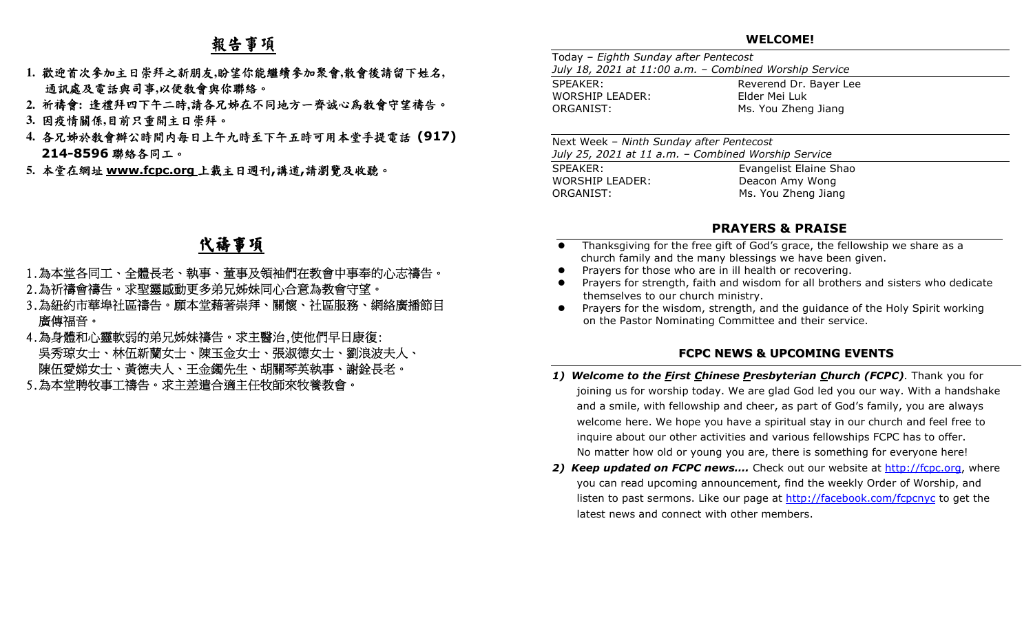# 報告事項

1. 歡迎首次參加主日崇拜之新朋友,盼望你能繼續參加聚會,散會後請留下姓名,通訊處及電話與司事,以便教會與你聯絡。
2. 祈禱會: 逢禮拜四下午二時,請各兄姊在不同地方一齊誠心為教會守望禱告。
3. 因疫情關係,目前只重開主日崇拜。
4. 各兄姊於教會辦公時間內每日上午九時至下午五時可用本堂手提電話 **(917) 214-8596** 聯絡各同工。
5. 本堂在網址 **www.fcpc.org** 上載主日週刊,講道,請瀏覽及收聽。

# 代禱事項

1. 為本堂各同工、全體長老、執事、董事及領袖們在教會中事奉的心志禱告。
2. 為祈禱會禱告。求聖靈感動更多弟兄姊妹同心合意為教會守望。
3. 為紐約市華埠社區禱告。願本堂藉著崇拜、關懷、社區服務、網絡廣播節目廣傳福音。
4. 為身體和心靈軟弱的弟兄姊妹禱告。求主醫治,使他們早日康復: 吳秀琼女士、林伍新蘭女士、陳玉金女士、張淑德女士、劉浪波夫人、陳伍愛娣女士、黃德夫人、王金鐲先生、胡關琴英執事、謝銓長老。
5. 為本堂聘牧事工禱告。求主差遣合適主任牧師來牧養教會。

## WELCOME!

Today – *Eighth Sunday after Pentecost*
*July 18, 2021 at 11:00 a.m. – Combined Worship Service*

| | |
|---|---|
| SPEAKER: | Reverend Dr. Bayer Lee |
| WORSHIP LEADER: | Elder Mei Luk |
| ORGANIST: | Ms. You Zheng Jiang |

Next Week – *Ninth Sunday after Pentecost*
*July 25, 2021 at 11 a.m. – Combined Worship Service*

| | |
|---|---|
| SPEAKER: | Evangelist Elaine Shao |
| WORSHIP LEADER: | Deacon Amy Wong |
| ORGANIST: | Ms. You Zheng Jiang |

## PRAYERS & PRAISE

- Thanksgiving for the free gift of God's grace, the fellowship we share as a church family and the many blessings we have been given.
- Prayers for those who are in ill health or recovering.
- Prayers for strength, faith and wisdom for all brothers and sisters who dedicate themselves to our church ministry.
- Prayers for the wisdom, strength, and the guidance of the Holy Spirit working on the Pastor Nominating Committee and their service.

## FCPC NEWS & UPCOMING EVENTS

1) ***Welcome to the First Chinese Presbyterian Church (FCPC)***. Thank you for joining us for worship today. We are glad God led you our way. With a handshake and a smile, with fellowship and cheer, as part of God's family, you are always welcome here. We hope you have a spiritual stay in our church and feel free to inquire about our other activities and various fellowships FCPC has to offer. No matter how old or young you are, there is something for everyone here!
2) ***Keep updated on FCPC news….*** Check out our website at http://fcpc.org, where you can read upcoming announcement, find the weekly Order of Worship, and listen to past sermons. Like our page at http://facebook.com/fcpcnyc to get the latest news and connect with other members.